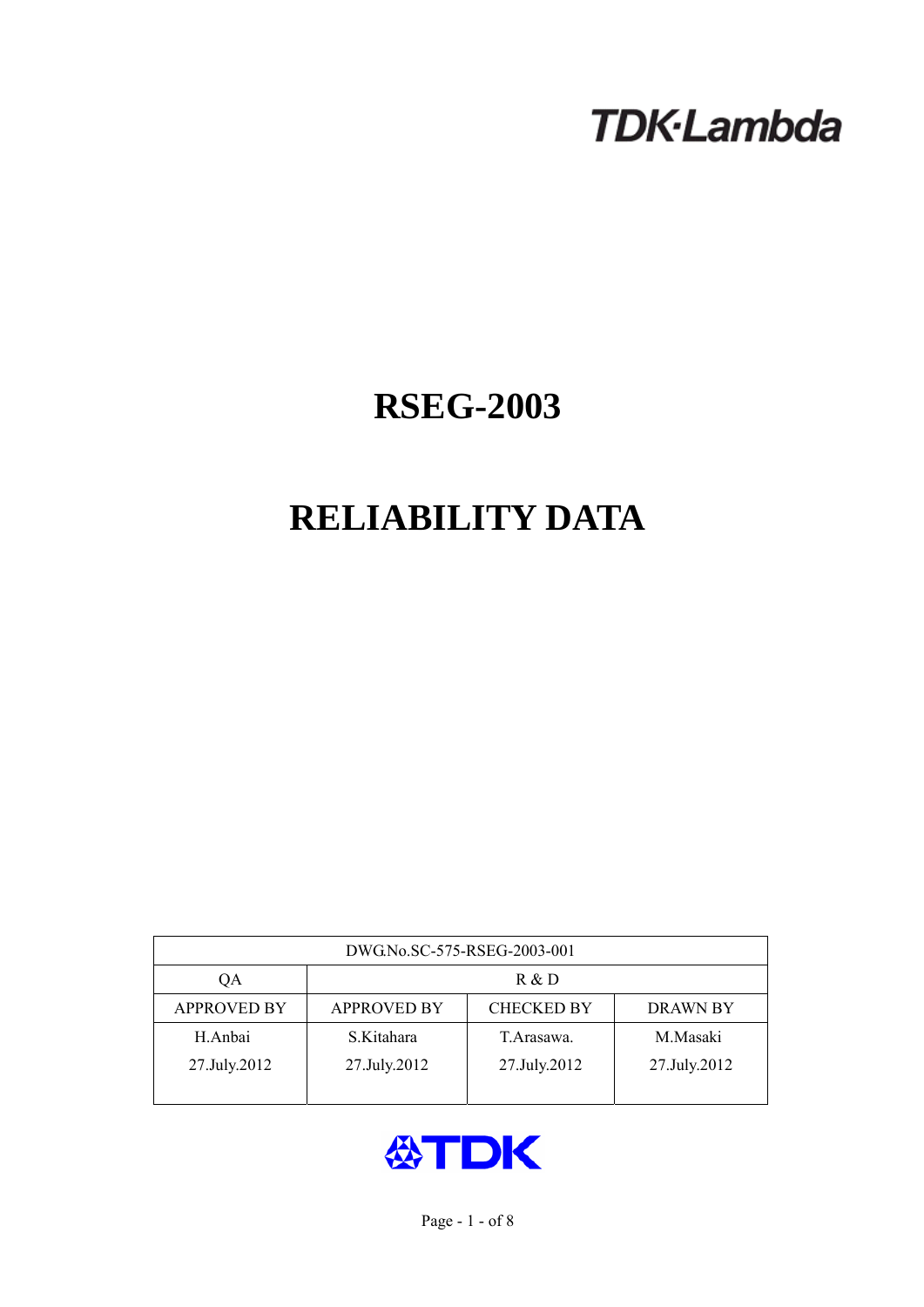TDK·Lambda

# RSEG-2003

# RELIABILITY DATA

| DWG.No.SC-575-RSEG-2003-001 | | | |
|---|---|---|---|
| QA | R & D | | |
| APPROVED BY | APPROVED BY | CHECKED BY | DRAWN BY |
| H.Anbai<br>27.July.2012 | S.Kitahara<br>27.July.2012 | T.Arasawa.<br>27.July.2012 | M.Masaki<br>27.July.2012 |

TDK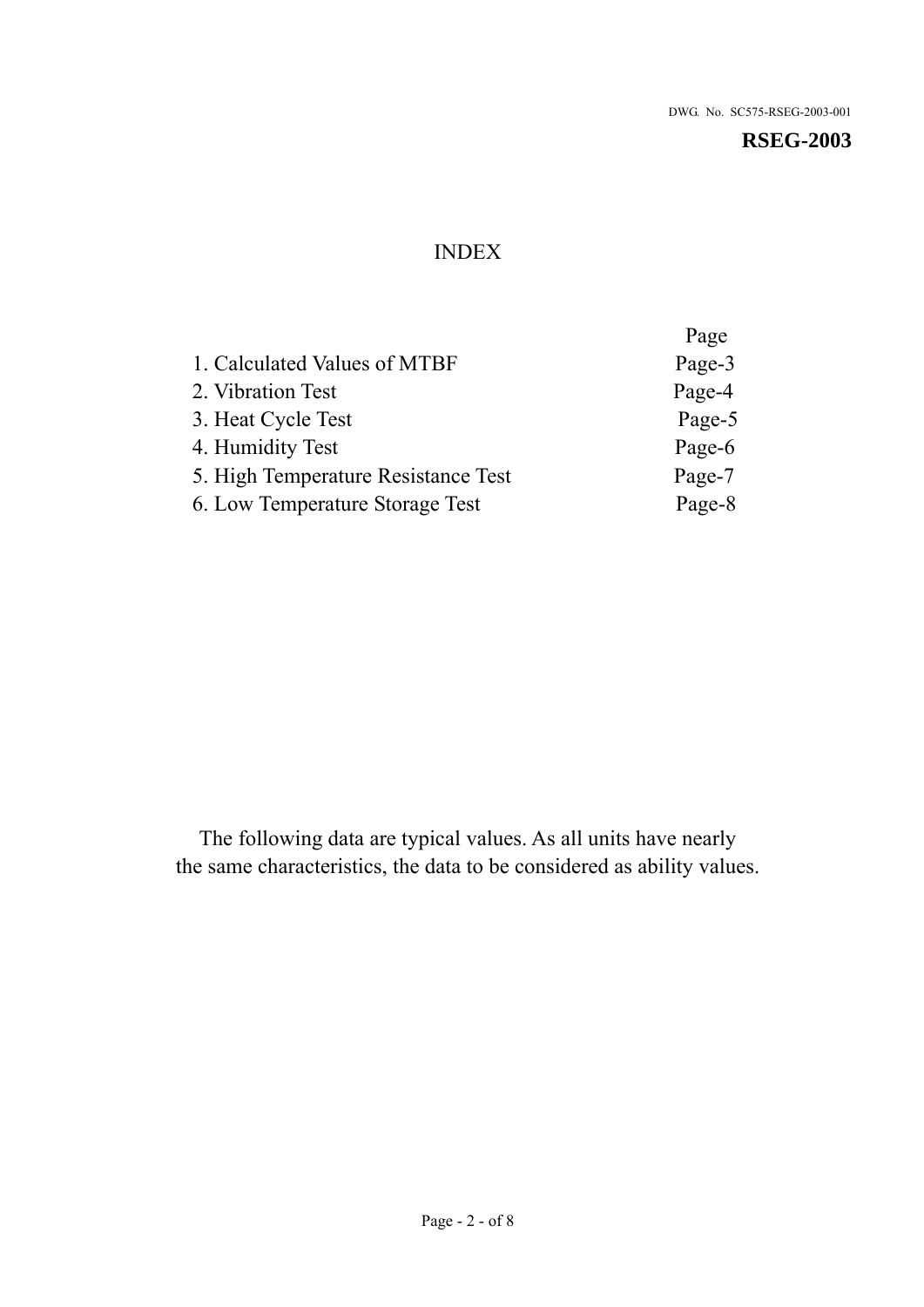DWG. No. SC575-RSEG-2003-001

**RSEG-2003**

# INDEX

| | Page |
|---|---|
| 1. Calculated Values of MTBF | Page-3 |
| 2. Vibration Test | Page-4 |
| 3. Heat Cycle Test | Page-5 |
| 4. Humidity Test | Page-6 |
| 5. High Temperature Resistance Test | Page-7 |
| 6. Low Temperature Storage Test | Page-8 |

The following data are typical values. As all units have nearly the same characteristics, the data to be considered as ability values.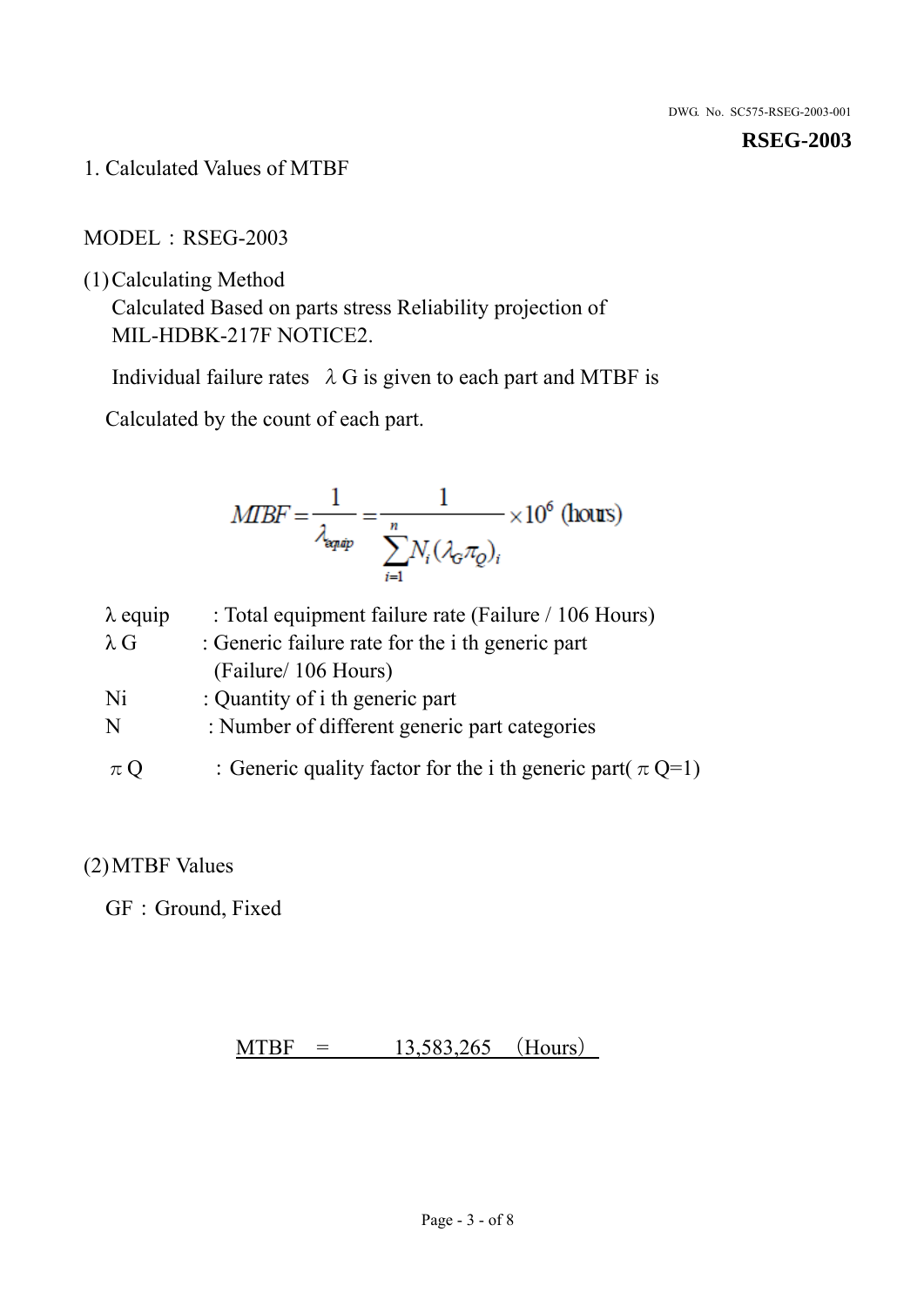# 1. Calculated Values of MTBF

MODEL：RSEG-2003

(1) Calculating Method

Calculated Based on parts stress Reliability projection of MIL-HDBK-217F NOTICE2.

Individual failure rates λG is given to each part and MTBF is Calculated by the count of each part.

$$MTBF = \frac{1}{\lambda_{equip}} = \frac{1}{\sum_{i=1}^{n} N_i (\lambda_G \pi_Q)_i} \times 10^6 \text{ (hours)}$$

| | |
|---|---|
| λ equip | : Total equipment failure rate (Failure / 106 Hours) |
| λ G | : Generic failure rate for the i th generic part (Failure/ 106 Hours) |
| Ni | : Quantity of i th generic part |
| N | : Number of different generic part categories |
| π Q | : Generic quality factor for the i th generic part( π Q=1) |

(2) MTBF Values

GF：Ground, Fixed

MTBF = 13,583,265 (Hours)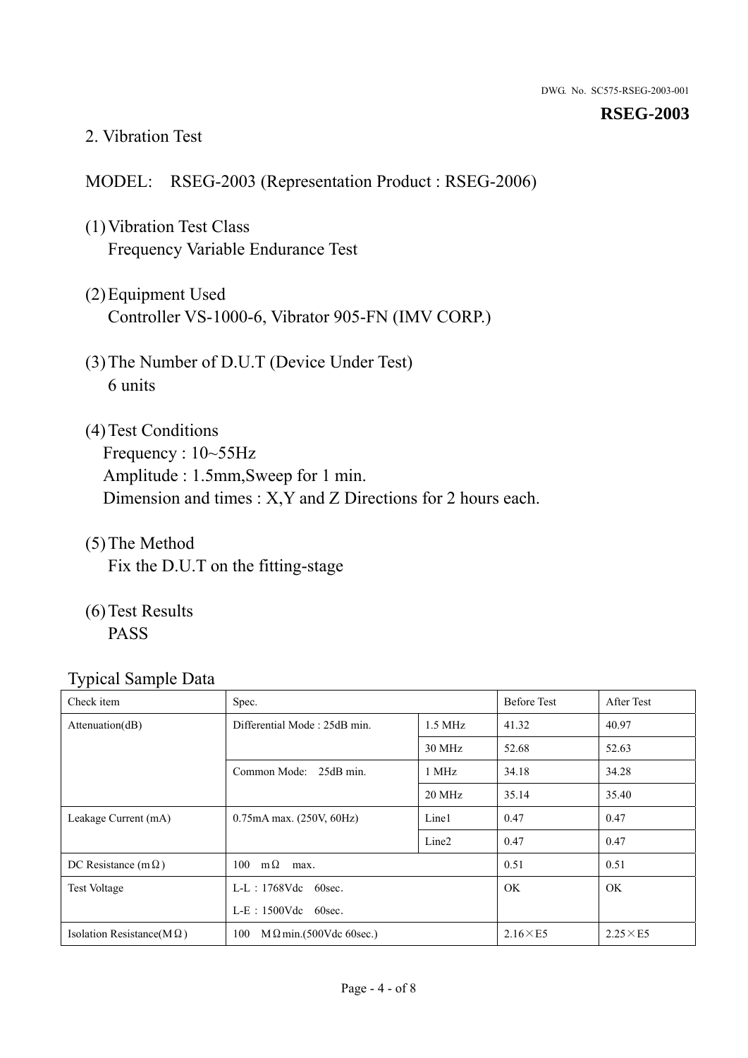## 2. Vibration Test

MODEL:　RSEG-2003 (Representation Product : RSEG-2006)

(1) Vibration Test Class
Frequency Variable Endurance Test

(2) Equipment Used
Controller VS-1000-6, Vibrator 905-FN (IMV CORP.)

(3) The Number of D.U.T (Device Under Test)
6 units

(4) Test Conditions
Frequency : 10~55Hz
Amplitude : 1.5mm,Sweep for 1 min.
Dimension and times : X,Y and Z Directions for 2 hours each.

(5) The Method
Fix the D.U.T on the fitting-stage

(6) Test Results
PASS

Typical Sample Data

| Check item | Spec. | | Before Test | After Test |
|---|---|---|---|---|
| Attenuation(dB) | Differential Mode : 25dB min. | 1.5 MHz | 41.32 | 40.97 |
| | | 30 MHz | 52.68 | 52.63 |
| | Common Mode:　25dB min. | 1 MHz | 34.18 | 34.28 |
| | | 20 MHz | 35.14 | 35.40 |
| Leakage Current (mA) | 0.75mA max. (250V, 60Hz) | Line1 | 0.47 | 0.47 |
| | | Line2 | 0.47 | 0.47 |
| DC Resistance (mΩ) | 100　mΩ　max. | | 0.51 | 0.51 |
| Test Voltage | L-L：1768Vdc　60sec.<br>L-E：1500Vdc　60sec. | | OK | OK |
| Isolation Resistance(MΩ) | 100　MΩmin.(500Vdc 60sec.) | | 2.16×E5 | 2.25×E5 |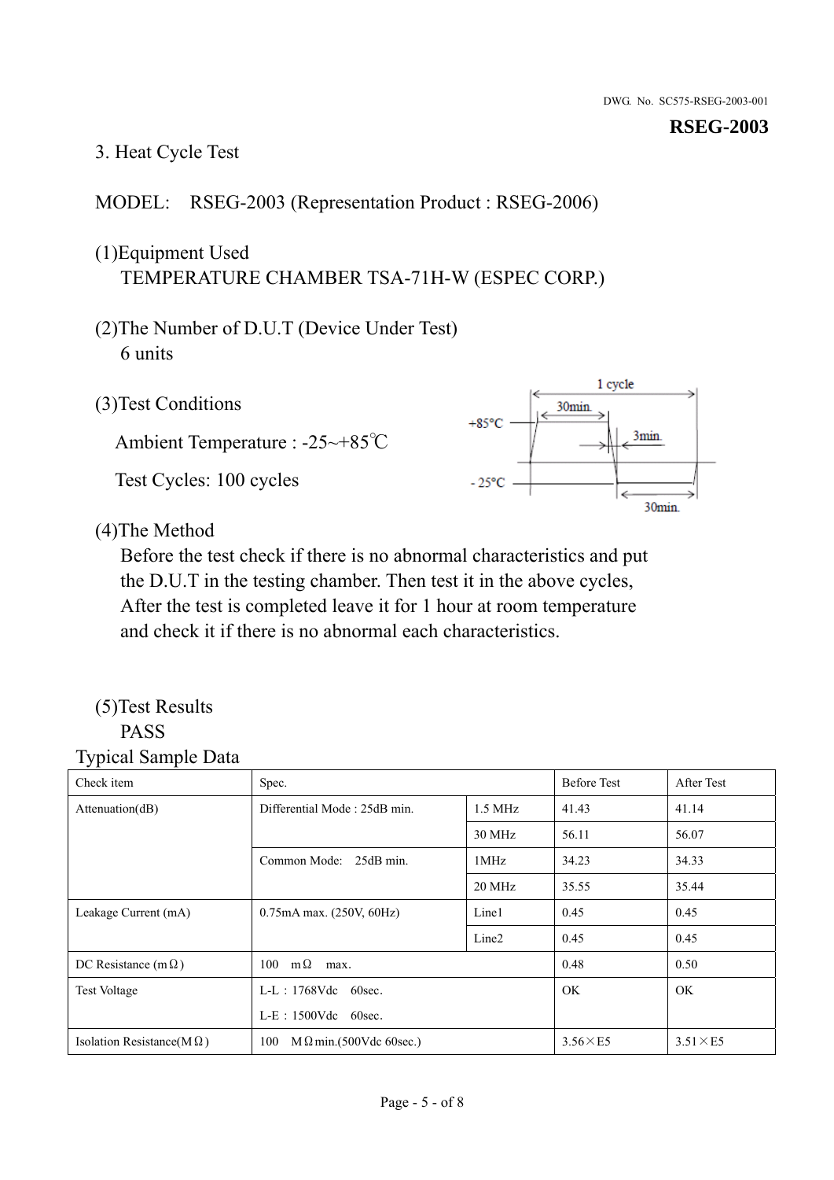**RSEG-2003**

3. Heat Cycle Test

MODEL:　RSEG-2003 (Representation Product : RSEG-2006)

(1)Equipment Used
　TEMPERATURE CHAMBER TSA-71H-W (ESPEC CORP.)

(2)The Number of D.U.T (Device Under Test)
　6 units

(3)Test Conditions

Ambient Temperature : -25~+85℃

Test Cycles: 100 cycles

(4)The Method
　Before the test check if there is no abnormal characteristics and put the D.U.T in the testing chamber. Then test it in the above cycles, After the test is completed leave it for 1 hour at room temperature and check it if there is no abnormal each characteristics.

(5)Test Results
　PASS

Typical Sample Data

| Check item | Spec. | | Before Test | After Test |
|---|---|---|---|---|
| Attenuation(dB) | Differential Mode : 25dB min. | 1.5 MHz | 41.43 | 41.14 |
| | | 30 MHz | 56.11 | 56.07 |
| | Common Mode:　25dB min. | 1MHz | 34.23 | 34.33 |
| | | 20 MHz | 35.55 | 35.44 |
| Leakage Current (mA) | 0.75mA max. (250V, 60Hz) | Line1 | 0.45 | 0.45 |
| | | Line2 | 0.45 | 0.45 |
| DC Resistance (mΩ) | 100　mΩ　max. | | 0.48 | 0.50 |
| Test Voltage | L-L : 1768Vdc　60sec.<br>L-E : 1500Vdc　60sec. | | OK | OK |
| Isolation Resistance(MΩ) | 100　MΩmin.(500Vdc 60sec.) | | 3.56×E5 | 3.51×E5 |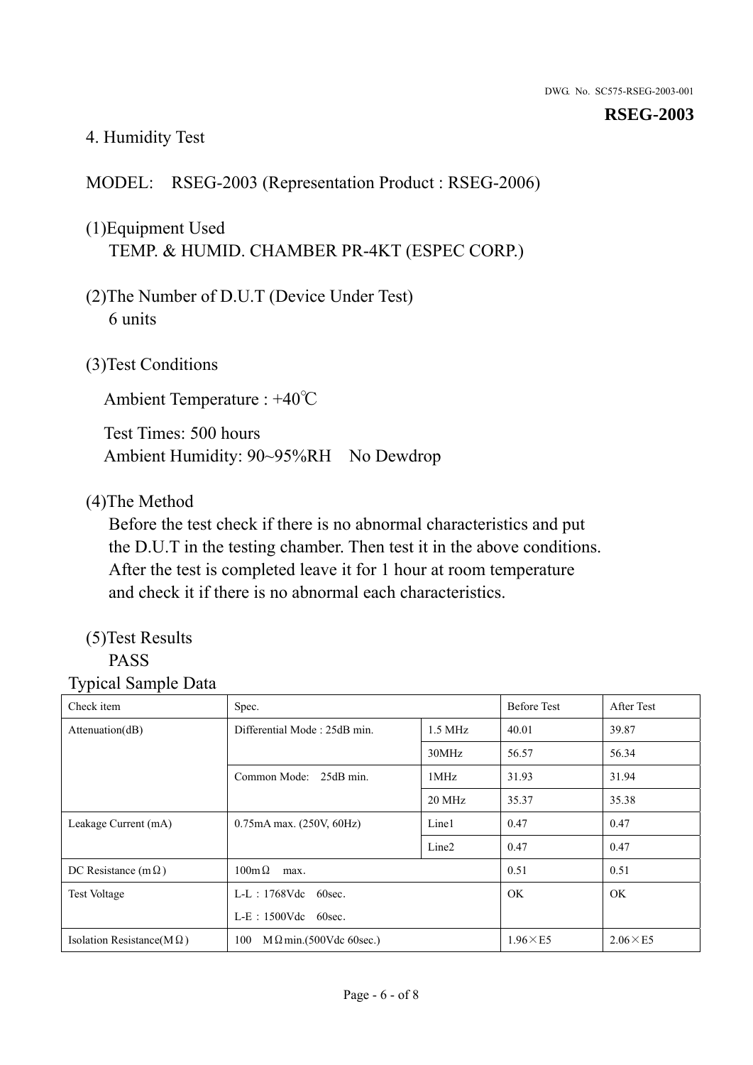DWG. No. SC575-RSEG-2003-001

**RSEG-2003**

## 4. Humidity Test

MODEL: RSEG-2003 (Representation Product : RSEG-2006)

(1)Equipment Used
TEMP. & HUMID. CHAMBER PR-4KT (ESPEC CORP.)

(2)The Number of D.U.T (Device Under Test)
6 units

(3)Test Conditions

Ambient Temperature : +40℃

Test Times: 500 hours
Ambient Humidity: 90~95%RH No Dewdrop

(4)The Method
Before the test check if there is no abnormal characteristics and put the D.U.T in the testing chamber. Then test it in the above conditions. After the test is completed leave it for 1 hour at room temperature and check it if there is no abnormal each characteristics.

(5)Test Results
PASS

Typical Sample Data

| Check item | Spec. | | Before Test | After Test |
|---|---|---|---|---|
| Attenuation(dB) | Differential Mode : 25dB min. | 1.5 MHz | 40.01 | 39.87 |
| | | 30MHz | 56.57 | 56.34 |
| | Common Mode: 25dB min. | 1MHz | 31.93 | 31.94 |
| | | 20 MHz | 35.37 | 35.38 |
| Leakage Current (mA) | 0.75mA max. (250V, 60Hz) | Line1 | 0.47 | 0.47 |
| | | Line2 | 0.47 | 0.47 |
| DC Resistance (mΩ) | 100mΩ max. | | 0.51 | 0.51 |
| Test Voltage | L-L : 1768Vdc 60sec.<br>L-E : 1500Vdc 60sec. | | OK | OK |
| Isolation Resistance(MΩ) | 100 MΩmin.(500Vdc 60sec.) | | 1.96×E5 | 2.06×E5 |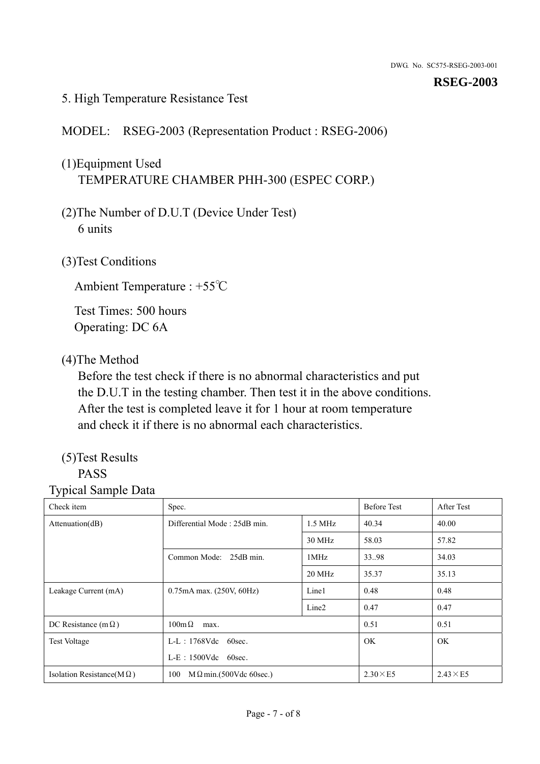## 5. High Temperature Resistance Test

MODEL: RSEG-2003 (Representation Product : RSEG-2006)

(1)Equipment Used
TEMPERATURE CHAMBER PHH-300 (ESPEC CORP.)

(2)The Number of D.U.T (Device Under Test)
6 units

(3)Test Conditions

Ambient Temperature : +55℃

Test Times: 500 hours
Operating: DC 6A

(4)The Method
Before the test check if there is no abnormal characteristics and put the D.U.T in the testing chamber. Then test it in the above conditions. After the test is completed leave it for 1 hour at room temperature and check it if there is no abnormal each characteristics.

(5)Test Results
PASS

Typical Sample Data

| Check item | Spec. | | Before Test | After Test |
|---|---|---|---|---|
| Attenuation(dB) | Differential Mode : 25dB min. | 1.5 MHz | 40.34 | 40.00 |
| | | 30 MHz | 58.03 | 57.82 |
| | Common Mode: 25dB min. | 1MHz | 33..98 | 34.03 |
| | | 20 MHz | 35.37 | 35.13 |
| Leakage Current (mA) | 0.75mA max. (250V, 60Hz) | Line1 | 0.48 | 0.48 |
| | | Line2 | 0.47 | 0.47 |
| DC Resistance (mΩ) | 100mΩ max. | | 0.51 | 0.51 |
| Test Voltage | L-L：1768Vdc 60sec.<br>L-E：1500Vdc 60sec. | | OK | OK |
| Isolation Resistance(MΩ) | 100 MΩmin.(500Vdc 60sec.) | | 2.30×E5 | 2.43×E5 |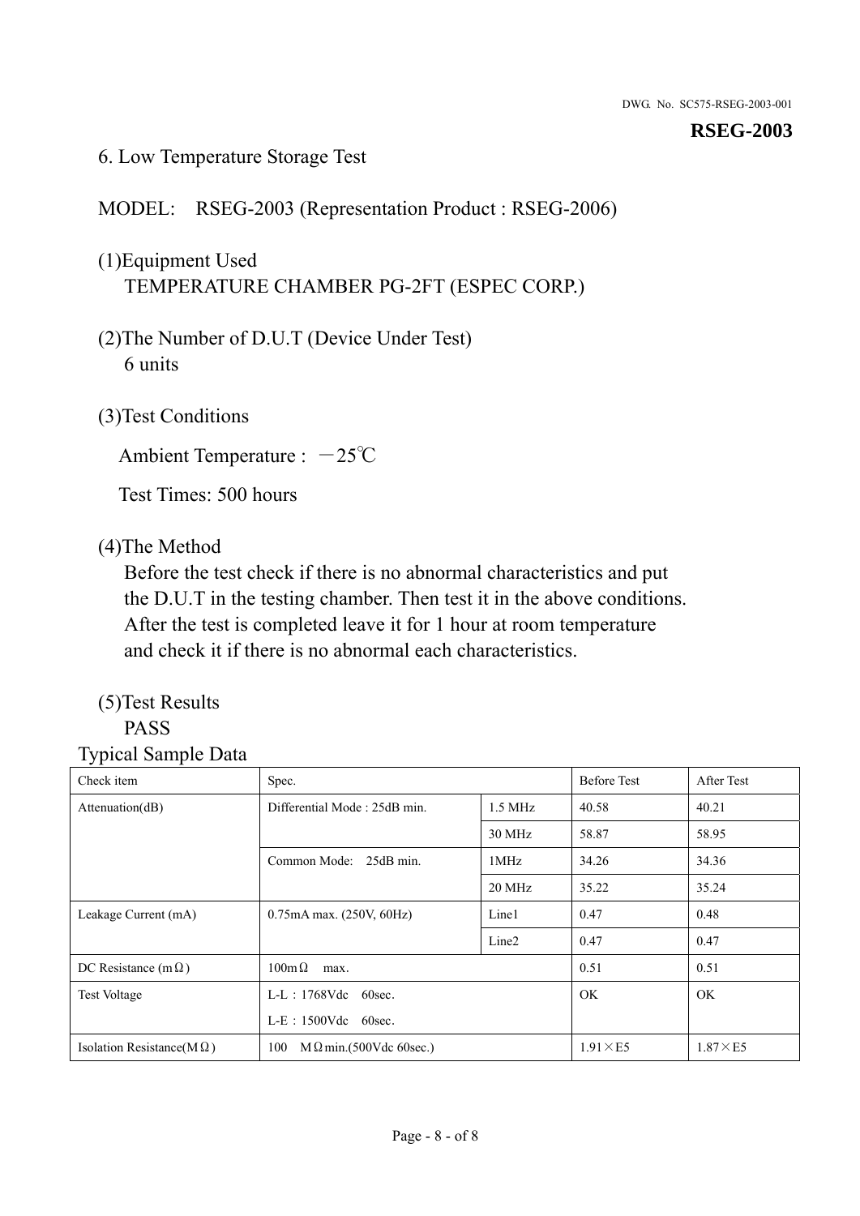DWG. No. SC575-RSEG-2003-001

**RSEG-2003**

6. Low Temperature Storage Test

MODEL:　RSEG-2003 (Representation Product : RSEG-2006)

(1)Equipment Used
　TEMPERATURE CHAMBER PG-2FT (ESPEC CORP.)

(2)The Number of D.U.T (Device Under Test)
　6 units

(3)Test Conditions

Ambient Temperature : －25℃

Test Times: 500 hours

(4)The Method
　Before the test check if there is no abnormal characteristics and put the D.U.T in the testing chamber. Then test it in the above conditions. After the test is completed leave it for 1 hour at room temperature and check it if there is no abnormal each characteristics.

(5)Test Results
　PASS

Typical Sample Data

| Check item | Spec. | | Before Test | After Test |
|---|---|---|---|---|
| Attenuation(dB) | Differential Mode : 25dB min. | 1.5 MHz | 40.58 | 40.21 |
| | | 30 MHz | 58.87 | 58.95 |
| | Common Mode:　25dB min. | 1MHz | 34.26 | 34.36 |
| | | 20 MHz | 35.22 | 35.24 |
| Leakage Current (mA) | 0.75mA max. (250V, 60Hz) | Line1 | 0.47 | 0.48 |
| | | Line2 | 0.47 | 0.47 |
| DC Resistance (mΩ) | 100mΩ　max. | | 0.51 | 0.51 |
| Test Voltage | L-L：1768Vdc　60sec. L-E：1500Vdc　60sec. | | OK | OK |
| Isolation Resistance(MΩ) | 100　MΩmin.(500Vdc 60sec.) | | 1.91×E5 | 1.87×E5 |